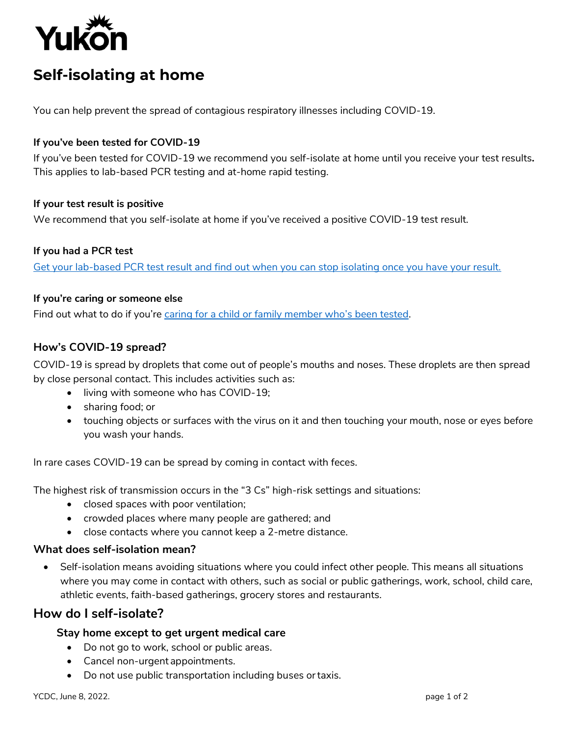Yukon

# Self-isolating at home

You can help prevent the spread of contagious respiratory illnesses including COVID-19.

**If you've been tested for COVID-19**

If you've been tested for COVID-19 we recommend you self-isolate at home until you receive your test results**.** This applies to lab-based PCR testing and at-home rapid testing.

**If your test result is positive**

We recommend that you self-isolate at home if you've received a positive COVID-19 test result.

**If you had a PCR test**

[Get your lab-based PCR test result and find out when you can stop isolating once you have your result.]()

**If you're caring or someone else**

Find out what to do if you're [caring for a child or family member who's been tested]().

### How's COVID-19 spread?

COVID-19 is spread by droplets that come out of people's mouths and noses. These droplets are then spread by close personal contact. This includes activities such as:

- living with someone who has COVID-19;
- sharing food; or
- touching objects or surfaces with the virus on it and then touching your mouth, nose or eyes before you wash your hands.

In rare cases COVID-19 can be spread by coming in contact with feces.

The highest risk of transmission occurs in the "3 Cs" high-risk settings and situations:

- closed spaces with poor ventilation;
- crowded places where many people are gathered; and
- close contacts where you cannot keep a 2-metre distance.

### What does self-isolation mean?

- Self-isolation means avoiding situations where you could infect other people. This means all situations where you may come in contact with others, such as social or public gatherings, work, school, child care, athletic events, faith-based gatherings, grocery stores and restaurants.

## How do I self-isolate?

### Stay home except to get urgent medical care

- Do not go to work, school or public areas.
- Cancel non-urgent appointments.
- Do not use public transportation including buses or taxis.

YCDC, June 8, 2022.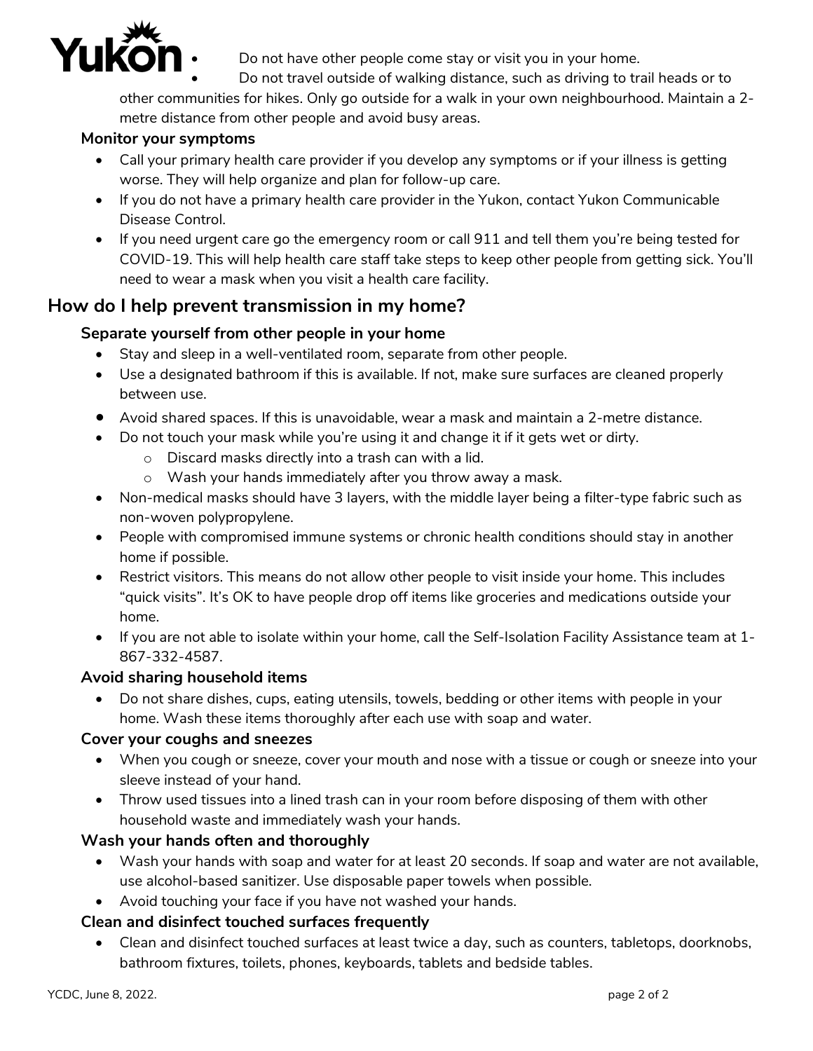- Do not have other people come stay or visit you in your home.
- Do not travel outside of walking distance, such as driving to trail heads or to other communities for hikes. Only go outside for a walk in your own neighbourhood. Maintain a 2-metre distance from other people and avoid busy areas.

**Monitor your symptoms**

- Call your primary health care provider if you develop any symptoms or if your illness is getting worse. They will help organize and plan for follow-up care.
- If you do not have a primary health care provider in the Yukon, contact Yukon Communicable Disease Control.
- If you need urgent care go the emergency room or call 911 and tell them you're being tested for COVID-19. This will help health care staff take steps to keep other people from getting sick. You'll need to wear a mask when you visit a health care facility.

## How do I help prevent transmission in my home?

**Separate yourself from other people in your home**

- Stay and sleep in a well-ventilated room, separate from other people.
- Use a designated bathroom if this is available. If not, make sure surfaces are cleaned properly between use.
- Avoid shared spaces. If this is unavoidable, wear a mask and maintain a 2-metre distance.
- Do not touch your mask while you're using it and change it if it gets wet or dirty.
  - Discard masks directly into a trash can with a lid.
  - Wash your hands immediately after you throw away a mask.
- Non-medical masks should have 3 layers, with the middle layer being a filter-type fabric such as non-woven polypropylene.
- People with compromised immune systems or chronic health conditions should stay in another home if possible.
- Restrict visitors. This means do not allow other people to visit inside your home. This includes "quick visits". It's OK to have people drop off items like groceries and medications outside your home.
- If you are not able to isolate within your home, call the Self-Isolation Facility Assistance team at 1-867-332-4587.

**Avoid sharing household items**

- Do not share dishes, cups, eating utensils, towels, bedding or other items with people in your home. Wash these items thoroughly after each use with soap and water.

**Cover your coughs and sneezes**

- When you cough or sneeze, cover your mouth and nose with a tissue or cough or sneeze into your sleeve instead of your hand.
- Throw used tissues into a lined trash can in your room before disposing of them with other household waste and immediately wash your hands.

**Wash your hands often and thoroughly**

- Wash your hands with soap and water for at least 20 seconds. If soap and water are not available, use alcohol-based sanitizer. Use disposable paper towels when possible.
- Avoid touching your face if you have not washed your hands.

**Clean and disinfect touched surfaces frequently**

- Clean and disinfect touched surfaces at least twice a day, such as counters, tabletops, doorknobs, bathroom fixtures, toilets, phones, keyboards, tablets and bedside tables.

YCDC, June 8, 2022.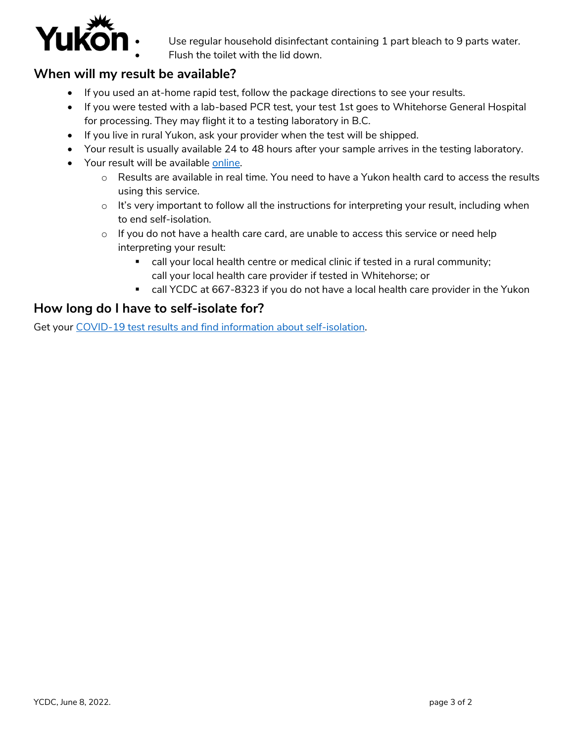- Use regular household disinfectant containing 1 part bleach to 9 parts water.
- Flush the toilet with the lid down.

## When will my result be available?

- If you used an at-home rapid test, follow the package directions to see your results.
- If you were tested with a lab-based PCR test, your test 1st goes to Whitehorse General Hospital for processing. They may flight it to a testing laboratory in B.C.
- If you live in rural Yukon, ask your provider when the test will be shipped.
- Your result is usually available 24 to 48 hours after your sample arrives in the testing laboratory.
- Your result will be available online.
  - Results are available in real time. You need to have a Yukon health card to access the results using this service.
  - It's very important to follow all the instructions for interpreting your result, including when to end self-isolation.
  - If you do not have a health care card, are unable to access this service or need help interpreting your result:
    - call your local health centre or medical clinic if tested in a rural community; call your local health care provider if tested in Whitehorse; or
    - call YCDC at 667-8323 if you do not have a local health care provider in the Yukon

## How long do I have to self-isolate for?

Get your COVID-19 test results and find information about self-isolation.

YCDC, June 8, 2022.